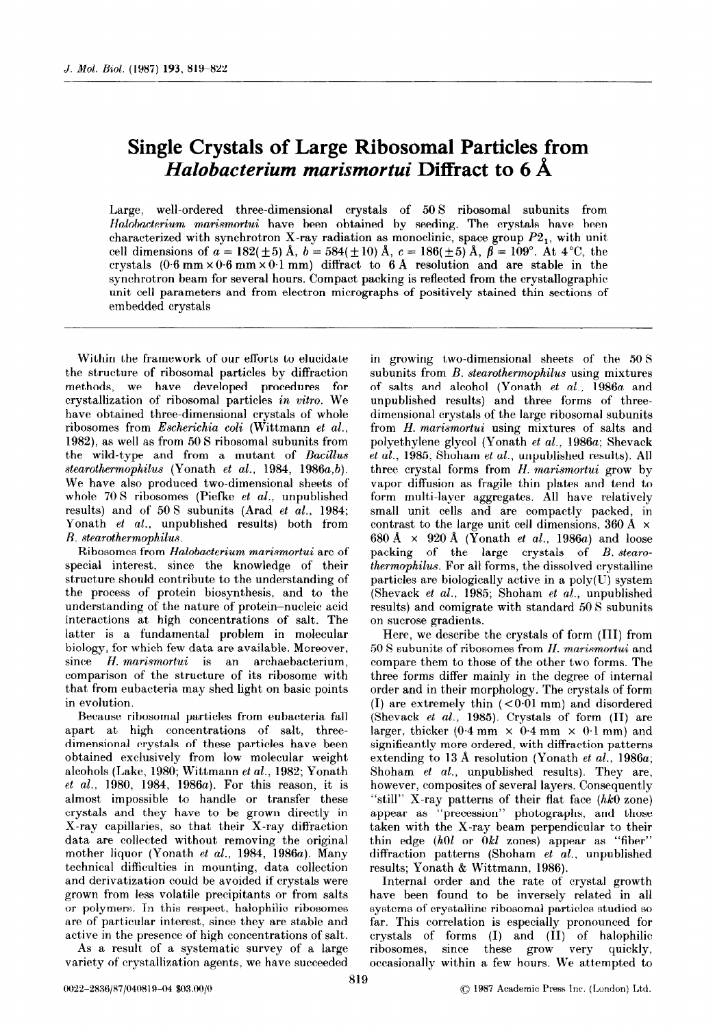# Single Crystals of Large Ribosomal Particles from *Halobacterium marismortui* Diffract to 6 Å

Large, well-ordered three-dimensional crystals of 50 S ribosomal subunits from *Halobacterium marismortui* have been obtained by seeding. The crystals have been characterized with synchrotron X-ray radiation as monoclinic, space group $P2_1$, with unit cell dimensions of $a = 182(\pm 5)$ Å, $b = 584(\pm 10)$ Å, $c = 186(\pm 5)$ Å, $\beta = 109°$. At 4°C, the crystals (0·6 mm × 0·6 mm × 0·1 mm) diffract to 6 Å resolution and are stable in the synchrotron beam for several hours. Compact packing is reflected from the crystallographic unit cell parameters and from electron micrographs of positively stained thin sections of embedded crystals

Within the framework of our efforts to elucidate the structure of ribosomal particles by diffraction methods, we have developed procedures for crystallization of ribosomal particles *in vitro*. We have obtained three-dimensional crystals of whole ribosomes from *Escherichia coli* (Wittmann *et al.*, 1982), as well as from 50 S ribosomal subunits from the wild-type and from a mutant of *Bacillus stearothermophilus* (Yonath *et al.*, 1984, 1986*a*,*b*). We have also produced two-dimensional sheets of whole 70 S ribosomes (Piefke *et al.*, unpublished results) and of 50 S subunits (Arad *et al.*, 1984; Yonath *et al.*, unpublished results) both from *B. stearothermophilus*.

Ribosomes from *Halobacterium marismortui* are of special interest, since the knowledge of their structure should contribute to the understanding of the process of protein biosynthesis, and to the understanding of the nature of protein–nucleic acid interactions at high concentrations of salt. The latter is a fundamental problem in molecular biology, for which few data are available. Moreover, since *H. marismortui* is an archaebacterium, comparison of the structure of its ribosome with that from eubacteria may shed light on basic points in evolution.

Because ribosomal particles from eubacteria fall apart at high concentrations of salt, three-dimensional crystals of these particles have been obtained exclusively from low molecular weight alcohols (Lake, 1980; Wittmann *et al.*, 1982; Yonath *et al.*, 1980, 1984, 1986*a*). For this reason, it is almost impossible to handle or transfer these crystals and they have to be grown directly in X-ray capillaries, so that their X-ray diffraction data are collected without removing the original mother liquor (Yonath *et al.*, 1984, 1986*a*). Many technical difficulties in mounting, data collection and derivatization could be avoided if crystals were grown from less volatile precipitants or from salts or polymers. In this respect, halophilic ribosomes are of particular interest, since they are stable and active in the presence of high concentrations of salt.

As a result of a systematic survey of a large variety of crystallization agents, we have succeeded in growing two-dimensional sheets of the 50 S subunits from *B. stearothermophilus* using mixtures of salts and alcohol (Yonath *et al.*, 1986*a* and unpublished results) and three forms of three-dimensional crystals of the large ribosomal subunits from *H. marismortui* using mixtures of salts and polyethylene glycol (Yonath *et al.*, 1986*a*; Shevack *et al.*, 1985; Shoham *et al.*, unpublished results). All three crystal forms from *H. marismortui* grow by vapor diffusion as fragile thin plates and tend to form multi-layer aggregates. All have relatively small unit cells and are compactly packed, in contrast to the large unit cell dimensions, 360 Å × 680 Å × 920 Å (Yonath *et al.*, 1986*a*) and loose packing of the large crystals of *B. stearothermophilus*. For all forms, the dissolved crystalline particles are biologically active in a poly(U) system (Shevack *et al.*, 1985; Shoham *et al.*, unpublished results) and comigrate with standard 50 S subunits on sucrose gradients.

Here, we describe the crystals of form (III) from 50 S subunits of ribosomes from *H. marismortui* and compare them to those of the other two forms. The three forms differ mainly in the degree of internal order and in their morphology. The crystals of form (I) are extremely thin (<0·01 mm) and disordered (Shevack *et al.*, 1985). Crystals of form (II) are larger, thicker (0·4 mm × 0·4 mm × 0·1 mm) and significantly more ordered, with diffraction patterns extending to 13 Å resolution (Yonath *et al.*, 1986*a*; Shoham *et al.*, unpublished results). They are, however, composites of several layers. Consequently "still" X-ray patterns of their flat face (*hk*0 zone) appear as "precession" photographs, and those taken with the X-ray beam perpendicular to their thin edge (*h*0*l* or 0*kl* zones) appear as "fiber" diffraction patterns (Shoham *et al.*, unpublished results; Yonath & Wittmann, 1986).

Internal order and the rate of crystal growth have been found to be inversely related in all systems of crystalline ribosomal particles studied so far. This correlation is especially pronounced for crystals of forms (I) and (II) of halophilic ribosomes, since these grow very quickly, occasionally within a few hours. We attempted to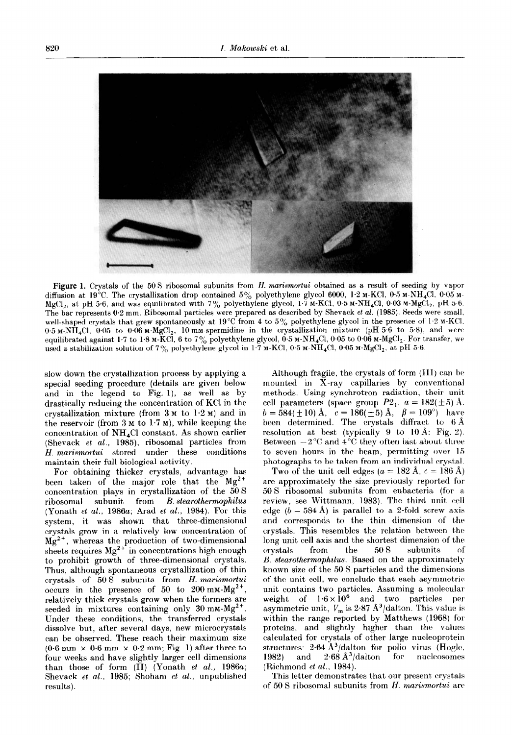**Figure 1.** Crystals of the 50 S ribosomal subunits from *H. marismortui* obtained as a result of seeding by vapor diffusion at 19°C. The crystallization drop contained 5% polyethylene glycol 6000, 1·2 M-KCl, 0·5 M-$NH_4Cl$, 0·05 M-$MgCl_2$, at pH 5·6, and was equilibrated with 7% polyethylene glycol, 1·7 M-KCl, 0·5 M-$NH_4Cl$, 0·03 M-$MgCl_2$, pH 5·6. The bar represents 0·2 mm. Ribosomal particles were prepared as described by Shevack *et al.* (1985). Seeds were small, well-shaped crystals that grew spontaneously at 19°C from 4 to 5% polyethylene glycol in the presence of 1·2 M-KCl, 0·5 M-$NH_4Cl$, 0·05 to 0·06 M-$MgCl_2$, 10 mM-spermidine in the crystallization mixture (pH 5·6 to 5·8), and were equilibrated against 1·7 to 1·8 M-KCl, 6 to 7% polyethylene glycol, 0·5 M-$NH_4Cl$, 0·05 to 0·06 M-$MgCl_2$. For transfer, we used a stabilization solution of 7% polyethylene glycol in 1·7 M-KCl, 0·5 M-$NH_4Cl$, 0·05 M-$MgCl_2$, at pH 5·6.

slow down the crystallization process by applying a special seeding procedure (details are given below and in the legend to Fig. 1), as well as by drastically reducing the concentration of KCl in the crystallization mixture (from 3 M to 1·2 M) and in the reservoir (from 3 M to 1·7 M), while keeping the concentration of $NH_4Cl$ constant. As shown earlier (Shevack *et al.*, 1985), ribosomal particles from *H. marismortui* stored under these conditions maintain their full biological activity.

For obtaining thicker crystals, advantage has been taken of the major role that the $Mg^{2+}$ concentration plays in crystallization of the 50 S ribosomal subunit from *B. stearothermophilus* (Yonath *et al.*, 1986*a*; Arad *et al.*, 1984). For this system, it was shown that three-dimensional crystals grow in a relatively low concentration of $Mg^{2+}$, whereas the production of two-dimensional sheets requires $Mg^{2+}$ in concentrations high enough to prohibit growth of three-dimensional crystals. Thus, although spontaneous crystallization of thin crystals of 50 S subunits from *H. marismortui* occurs in the presence of 50 to 200 mM-$Mg^{2+}$, relatively thick crystals grow when the formers are seeded in mixtures containing only 30 mM-$Mg^{2+}$. Under these conditions, the transferred crystals dissolve but, after several days, new microcrystals can be observed. These reach their maximum size (0·6 mm × 0·6 mm × 0·2 mm; Fig. 1) after three to four weeks and have slightly larger cell dimensions than those of form (II) (Yonath *et al.*, 1986*a*; Shevack *et al.*, 1985; Shoham *et al.*, unpublished results).

Although fragile, the crystals of form (III) can be mounted in X-ray capillaries by conventional methods. Using synchrotron radiation, their unit cell parameters (space group $P2_1$, $a = 182(\pm 5)$ Å, $b = 584(\pm 10)$ Å, $c = 186(\pm 5)$ Å, $\beta = 109°$) have been determined. The crystals diffract to 6 Å resolution at best (typically 9 to 10 Å: Fig. 2). Between −2°C and 4°C they often last about three to seven hours in the beam, permitting over 15 photographs to be taken from an individual crystal.

Two of the unit cell edges ($a = 182$ Å, $c = 186$ Å) are approximately the size previously reported for 50 S ribosomal subunits from eubacteria (for a review, see Wittmann, 1983). The third unit cell edge ($b = 584$ Å) is parallel to a 2-fold screw axis and corresponds to the thin dimension of the crystals. This resembles the relation between the long unit cell axis and the shortest dimension of the crystals from the 50 S subunits of *B. stearothermophilus*. Based on the approximately known size of the 50 S particles and the dimensions of the unit cell, we conclude that each asymmetric unit contains two particles. Assuming a molecular weight of $1{\cdot}6 \times 10^6$ and two particles per asymmetric unit, $V_m$ is 2·87 Å$^3$/dalton. This value is within the range reported by Matthews (1968) for proteins, and slightly higher than the values calculated for crystals of other large nucleoprotein structures: 2·64 Å$^3$/dalton for polio virus (Hogle, 1982) and 2·68 Å$^3$/dalton for nucleosomes (Richmond *et al.*, 1984).

This letter demonstrates that our present crystals of 50 S ribosomal subunits from *H. marismortui* are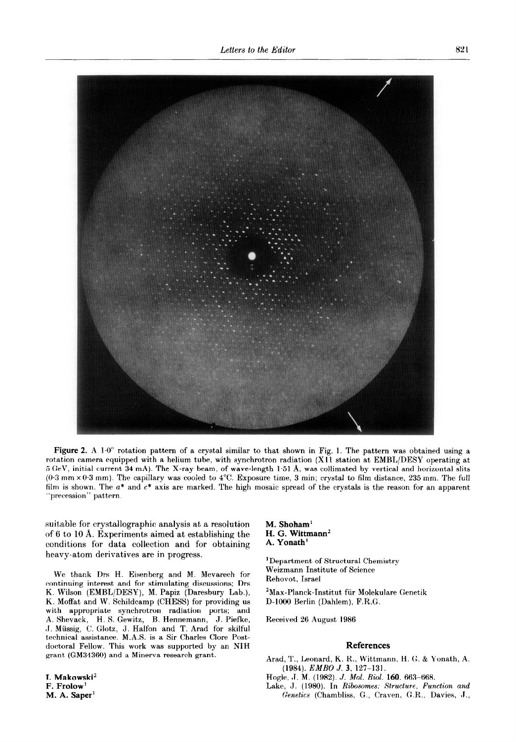**Figure 2.** A 1·0° rotation pattern of a crystal similar to that shown in Fig. 1. The pattern was obtained using a rotation camera equipped with a helium tube, with synchrotron radiation (X11 station at EMBL/DESY operating at 5 GeV, initial current 34 mA). The X-ray beam, of wave-length 1·51 Å, was collimated by vertical and horizontal slits (0·3 mm × 0·3 mm). The capillary was cooled to 4°C. Exposure time, 3 min; crystal to film distance, 235 mm. The full film is shown. The $a^*$ and $c^*$ axis are marked. The high mosaic spread of the crystals is the reason for an apparent "precession" pattern.

suitable for crystallographic analysis at a resolution of 6 to 10 Å. Experiments aimed at establishing the conditions for data collection and for obtaining heavy-atom derivatives are in progress.

We thank Drs H. Eisenberg and M. Mevarech for continuing interest and for stimulating discussions; Drs K. Wilson (EMBL/DESY), M. Papiz (Daresbury Lab.), K. Moffat and W. Schildcamp (CHESS) for providing us with appropriate synchrotron radiation ports; and A. Shevack, H. S. Gewitz, B. Hennemann, J. Piefke, J. Müssig, C. Glotz, J. Halfon and T. Arad for skilful technical assistance. M.A.S. is a Sir Charles Clore Postdoctoral Fellow. This work was supported by an NIH grant (GM34360) and a Minerva research grant.

**I. Makowski**[2]
**F. Frolow**[1]
**M. A. Saper**[1]
**M. Shoham**[1]
**H. G. Wittmann**[2]
**A. Yonath**[1]

[1]Department of Structural Chemistry
Weizmann Institute of Science
Rehovot, Israel

[2]Max-Planck-Institut für Molekulare Genetik
D-1000 Berlin (Dahlem), F.R.G.

Received 26 August 1986

## References

Arad, T., Leonard, K. R., Wittmann, H. G. & Yonath, A. (1984). *EMBO J.* **3**, 127–131.

Hogle, J. M. (1982). *J. Mol. Biol.* **160**, 663–668.

Lake, J. (1980). In *Ribosomes: Structure, Function and Genetics* (Chambliss, G., Craven, G.R., Davies, J.,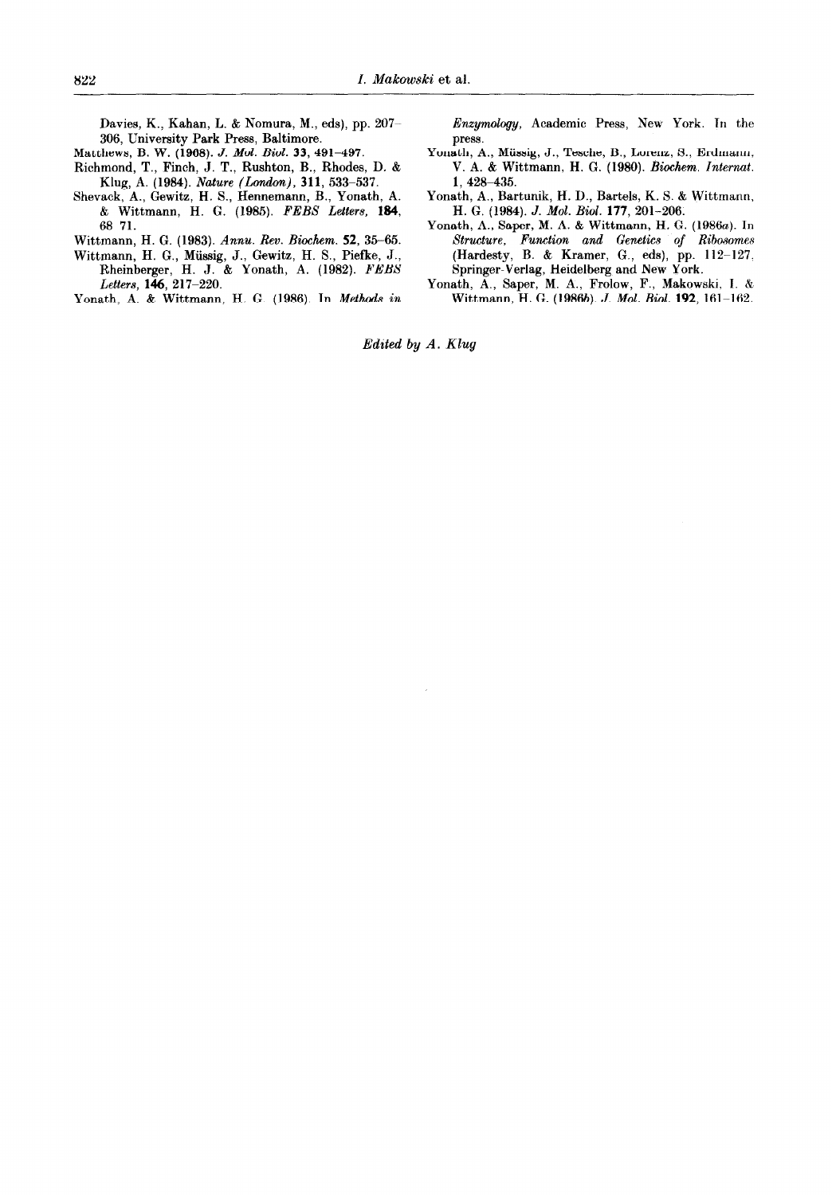Davies, K., Kahan, L. & Nomura, M., eds), pp. 207–306, University Park Press, Baltimore.

Matthews, B. W. (1968). *J. Mol. Biol.* **33**, 491–497.

Richmond, T., Finch, J. T., Rushton, B., Rhodes, D. & Klug, A. (1984). *Nature (London)*, **311**, 533–537.

Shevack, A., Gewitz, H. S., Hennemann, B., Yonath, A. & Wittmann, H. G. (1985). *FEBS Letters*, **184**, 68–71.

Wittmann, H. G. (1983). *Annu. Rev. Biochem.* **52**, 35–65.

Wittmann, H. G., Müssig, J., Gewitz, H. S., Piefke, J., Rheinberger, H. J. & Yonath, A. (1982). *FEBS Letters*, **146**, 217–220.

Yonath, A. & Wittmann, H. G. (1986). In *Methods in Enzymology*, Academic Press, New York. In the press.

Yonath, A., Müssig, J., Tesche, B., Lorenz, S., Erdmann, V. A. & Wittmann, H. G. (1980). *Biochem. Internat.* **1**, 428–435.

Yonath, A., Bartunik, H. D., Bartels, K. S. & Wittmann, H. G. (1984). *J. Mol. Biol.* **177**, 201–206.

Yonath, A., Saper, M. A. & Wittmann, H. G. (1986*a*). In *Structure, Function and Genetics of Ribosomes* (Hardesty, B. & Kramer, G., eds), pp. 112–127, Springer-Verlag, Heidelberg and New York.

Yonath, A., Saper, M. A., Frolow, F., Makowski, I. & Wittmann, H. G. (1986*b*). *J. Mol. Biol.* **192**, 161–162.

*Edited by A. Klug*